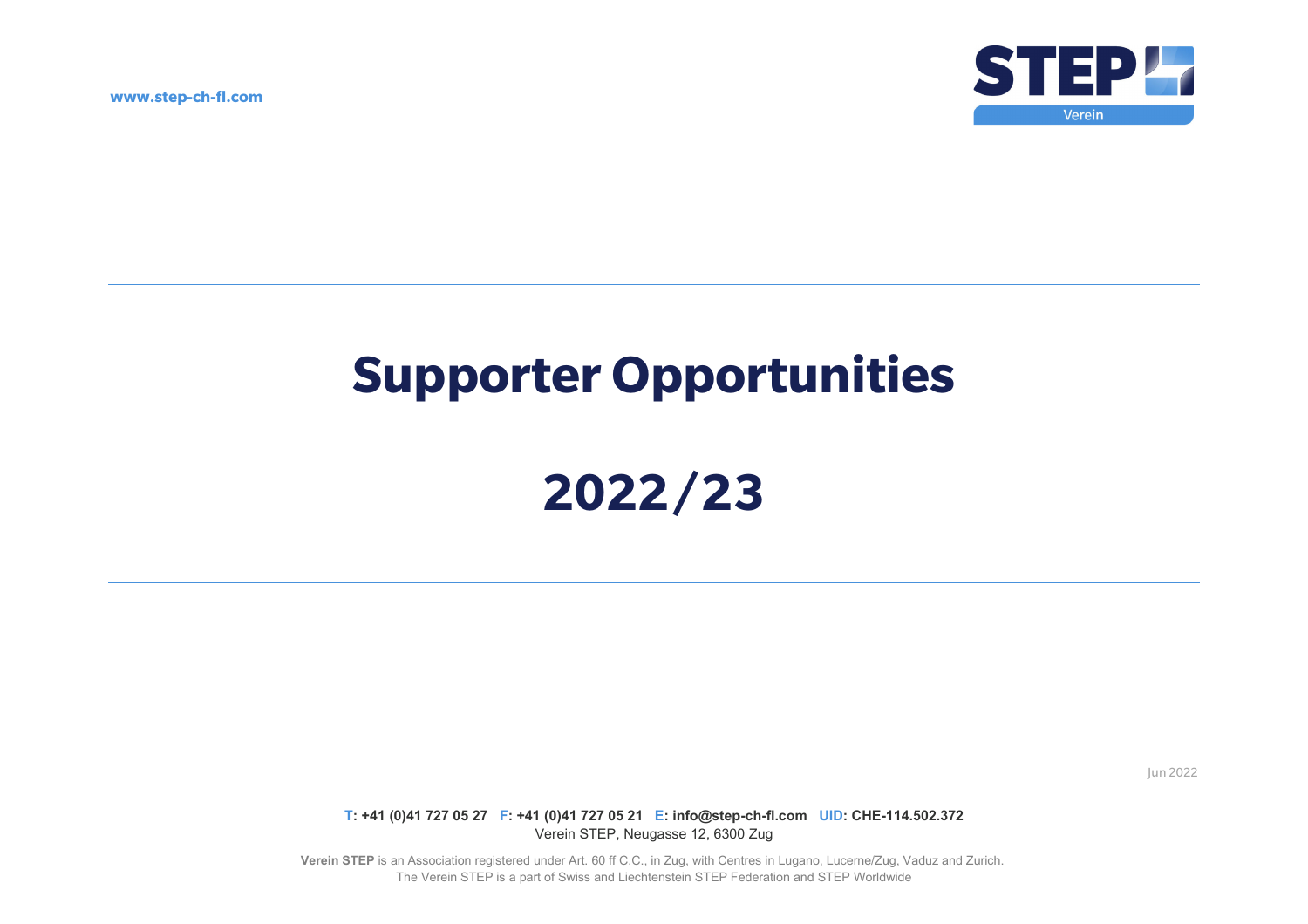www.step-ch-fl.com

STEP Verein

# Supporter Opportunities

# 2022/23

Jun 2022

**T: +41 (0)41 727 05 27 F: +41 (0)41 727 05 21 E: info@step-ch-fl.com UID: CHE-114.502.372**
Verein STEP, Neugasse 12, 6300 Zug

**Verein STEP** is an Association registered under Art. 60 ff C.C., in Zug, with Centres in Lugano, Lucerne/Zug, Vaduz and Zurich.
The Verein STEP is a part of Swiss and Liechtenstein STEP Federation and STEP Worldwide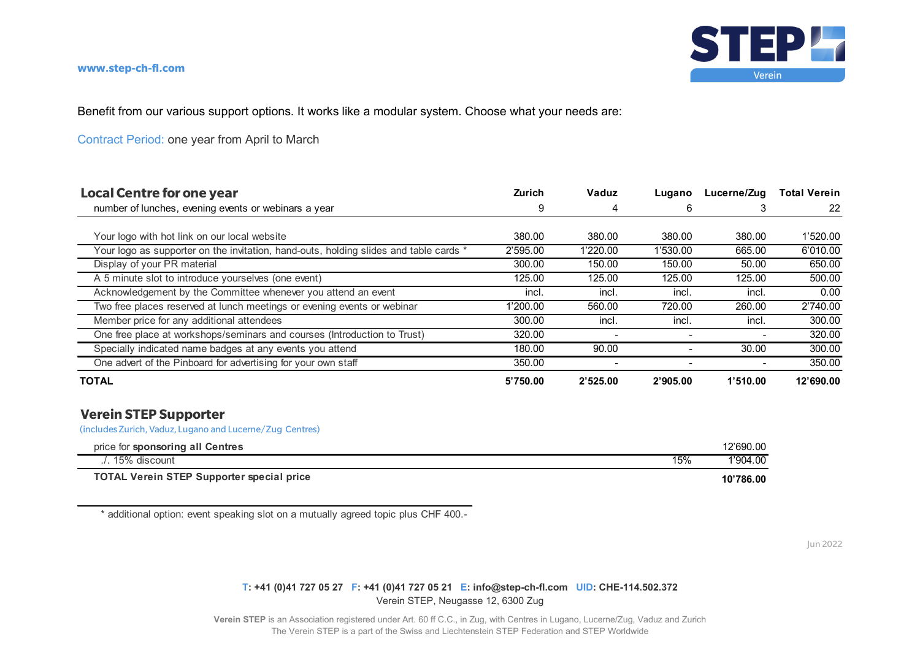www.step-ch-fl.com

Benefit from our various support options. It works like a modular system. Choose what your needs are:

Contract Period: one year from April to March

| **Local Centre for one year** | **Zurich** | **Vaduz** | **Lugano** | **Lucerne/Zug** | **Total Verein** |
|---|---|---|---|---|---|
| number of lunches, evening events or webinars a year | 9 | 4 | 6 | 3 | 22 |
| Your logo with hot link on our local website | 380.00 | 380.00 | 380.00 | 380.00 | 1'520.00 |
| Your logo as supporter on the invitation, hand-outs, holding slides and table cards * | 2'595.00 | 1'220.00 | 1'530.00 | 665.00 | 6'010.00 |
| Display of your PR material | 300.00 | 150.00 | 150.00 | 50.00 | 650.00 |
| A 5 minute slot to introduce yourselves (one event) | 125.00 | 125.00 | 125.00 | 125.00 | 500.00 |
| Acknowledgement by the Committee whenever you attend an event | incl. | incl. | incl. | incl. | 0.00 |
| Two free places reserved at lunch meetings or evening events or webinar | 1'200.00 | 560.00 | 720.00 | 260.00 | 2'740.00 |
| Member price for any additional attendees | 300.00 | incl. | incl. | incl. | 300.00 |
| One free place at workshops/seminars and courses (Introduction to Trust) | 320.00 | - | - | - | 320.00 |
| Specially indicated name badges at any events you attend | 180.00 | 90.00 | - | 30.00 | 300.00 |
| One advert of the Pinboard for advertising for your own staff | 350.00 | - | - | - | 350.00 |
| **TOTAL** | **5'750.00** | **2'525.00** | **2'905.00** | **1'510.00** | **12'690.00** |

## Verein STEP Supporter

(includes Zurich, Vaduz, Lugano and Lucerne/Zug Centres)

| | | |
|---|---|---|
| price for **sponsoring all Centres** | | 12'690.00 |
| ./. 15% discount | 15% | 1'904.00 |
| **TOTAL Verein STEP Supporter special price** | | **10'786.00** |

\* additional option: event speaking slot on a mutually agreed topic plus CHF 400.-

Jun 2022

**T: +41 (0)41 727 05 27 F: +41 (0)41 727 05 21 E: info@step-ch-fl.com UID: CHE-114.502.372**
Verein STEP, Neugasse 12, 6300 Zug

**Verein STEP** is an Association registered under Art. 60 ff C.C., in Zug, with Centres in Lugano, Lucerne/Zug, Vaduz and Zurich
The Verein STEP is a part of the Swiss and Liechtenstein STEP Federation and STEP Worldwide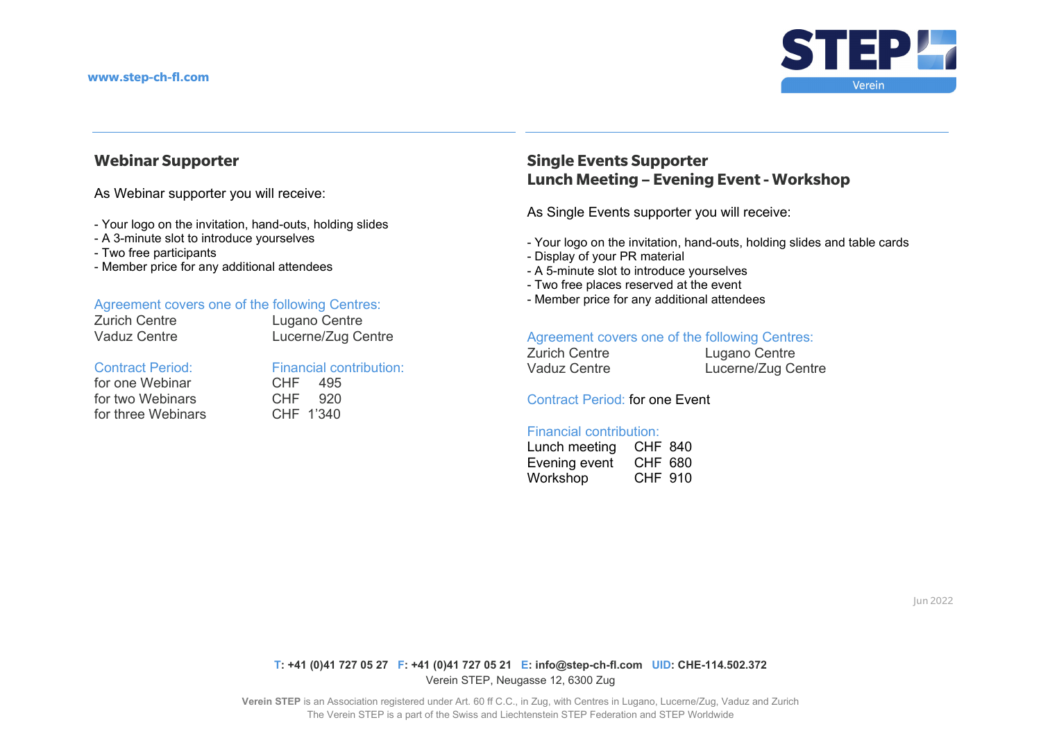www.step-ch-fl.com

## Webinar Supporter

As Webinar supporter you will receive:

- Your logo on the invitation, hand-outs, holding slides
- A 3-minute slot to introduce yourselves
- Two free participants
- Member price for any additional attendees

Agreement covers one of the following Centres:

| | |
|---|---|
| Zurich Centre | Lugano Centre |
| Vaduz Centre | Lucerne/Zug Centre |

| Contract Period: | Financial contribution: |
|---|---|
| for one Webinar | CHF 495 |
| for two Webinars | CHF 920 |
| for three Webinars | CHF 1'340 |

## Single Events Supporter
## Lunch Meeting – Evening Event - Workshop

As Single Events supporter you will receive:

- Your logo on the invitation, hand-outs, holding slides and table cards
- Display of your PR material
- A 5-minute slot to introduce yourselves
- Two free places reserved at the event
- Member price for any additional attendees

Agreement covers one of the following Centres:

| | |
|---|---|
| Zurich Centre | Lugano Centre |
| Vaduz Centre | Lucerne/Zug Centre |

Contract Period: for one Event

Financial contribution:

| | |
|---|---|
| Lunch meeting | CHF 840 |
| Evening event | CHF 680 |
| Workshop | CHF 910 |

Jun 2022

T: +41 (0)41 727 05 27 F: +41 (0)41 727 05 21 E: info@step-ch-fl.com UID: CHE-114.502.372
Verein STEP, Neugasse 12, 6300 Zug

**Verein STEP** is an Association registered under Art. 60 ff C.C., in Zug, with Centres in Lugano, Lucerne/Zug, Vaduz and Zurich
The Verein STEP is a part of the Swiss and Liechtenstein STEP Federation and STEP Worldwide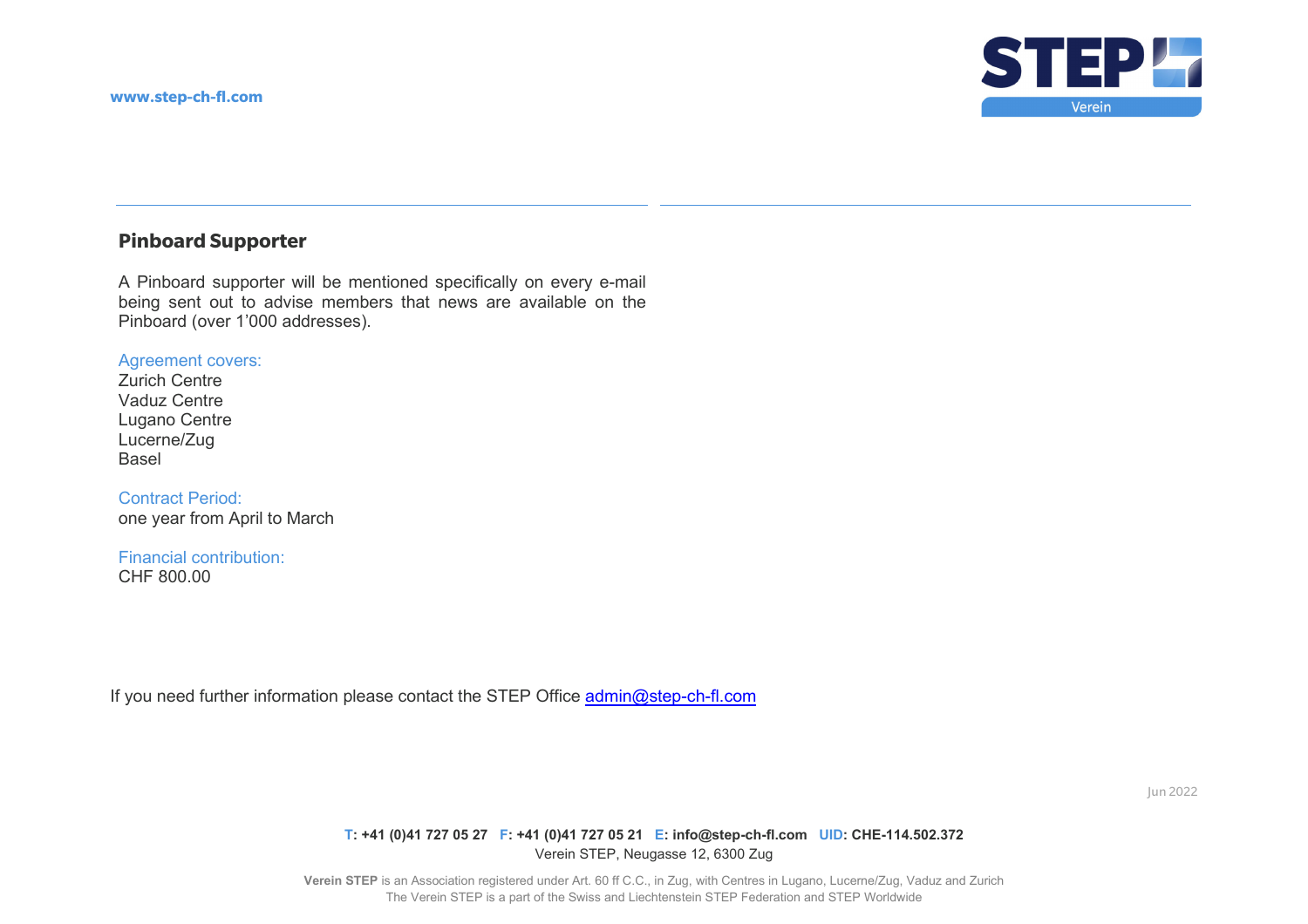## Pinboard Supporter

A Pinboard supporter will be mentioned specifically on every e-mail being sent out to advise members that news are available on the Pinboard (over 1'000 addresses).

Agreement covers:
Zurich Centre
Vaduz Centre
Lugano Centre
Lucerne/Zug
Basel

Contract Period:
one year from April to March

Financial contribution:
CHF 800.00

If you need further information please contact the STEP Office admin@step-ch-fl.com

Jun 2022